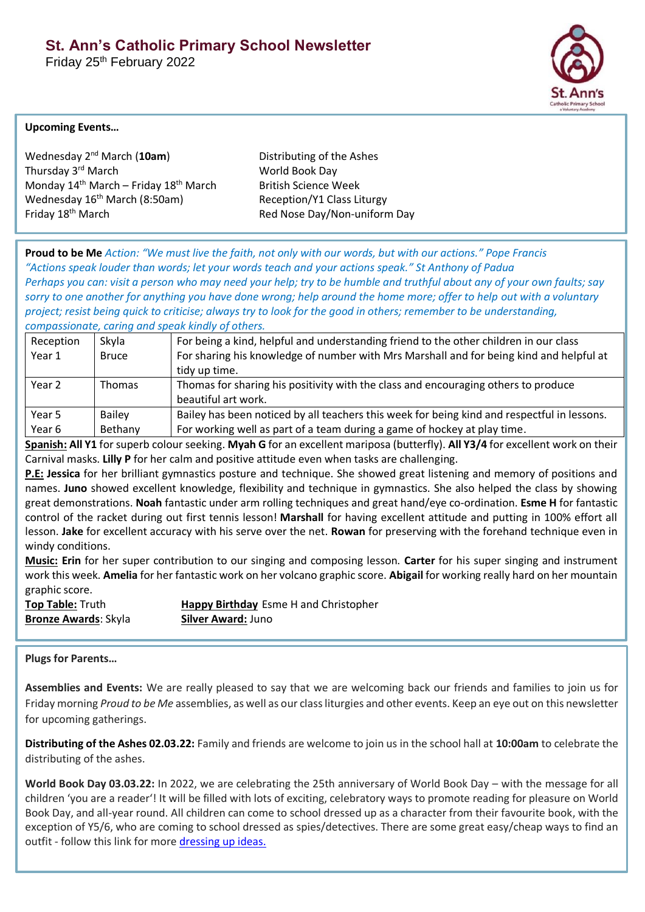# St. Ann's Catholic Primary School Newsletter

Friday 25th February 2022

**Upcoming Events…**

| | |
|---|---|
| Wednesday 2nd March (**10am**) | Distributing of the Ashes |
| Thursday 3rd March | World Book Day |
| Monday 14th March – Friday 18th March | British Science Week |
| Wednesday 16th March (8:50am) | Reception/Y1 Class Liturgy |
| Friday 18th March | Red Nose Day/Non-uniform Day |

**Proud to be Me** *Action: "We must live the faith, not only with our words, but with our actions." Pope Francis*
*"Actions speak louder than words; let your words teach and your actions speak." St Anthony of Padua*
*Perhaps you can: visit a person who may need your help; try to be humble and truthful about any of your own faults; say sorry to one another for anything you have done wrong; help around the home more; offer to help out with a voluntary project; resist being quick to criticise; always try to look for the good in others; remember to be understanding, compassionate, caring and speak kindly of others.*

| | | |
|---|---|---|
| Reception | Skyla | For being a kind, helpful and understanding friend to the other children in our class |
| Year 1 | Bruce | For sharing his knowledge of number with Mrs Marshall and for being kind and helpful at tidy up time. |
| Year 2 | Thomas | Thomas for sharing his positivity with the class and encouraging others to produce beautiful art work. |
| Year 5 | Bailey | Bailey has been noticed by all teachers this week for being kind and respectful in lessons. |
| Year 6 | Bethany | For working well as part of a team during a game of hockey at play time. |

**Spanish:** **All Y1** for superb colour seeking. **Myah G** for an excellent mariposa (butterfly). **All Y3/4** for excellent work on their Carnival masks. **Lilly P** for her calm and positive attitude even when tasks are challenging.

**P.E:** **Jessica** for her brilliant gymnastics posture and technique. She showed great listening and memory of positions and names. **Juno** showed excellent knowledge, flexibility and technique in gymnastics. She also helped the class by showing great demonstrations. **Noah** fantastic under arm rolling techniques and great hand/eye co-ordination. **Esme H** for fantastic control of the racket during out first tennis lesson! **Marshall** for having excellent attitude and putting in 100% effort all lesson. **Jake** for excellent accuracy with his serve over the net. **Rowan** for preserving with the forehand technique even in windy conditions.

**Music:** **Erin** for her super contribution to our singing and composing lesson. **Carter** for his super singing and instrument work this week. **Amelia** for her fantastic work on her volcano graphic score. **Abigail** for working really hard on her mountain graphic score.

**Top Table:** Truth
**Happy Birthday** Esme H and Christopher
**Bronze Awards**: Skyla
**Silver Award:** Juno

**Plugs for Parents…**

**Assemblies and Events:** We are really pleased to say that we are welcoming back our friends and families to join us for Friday morning *Proud to be Me* assemblies, as well as our class liturgies and other events. Keep an eye out on this newsletter for upcoming gatherings.

**Distributing of the Ashes 02.03.22:** Family and friends are welcome to join us in the school hall at **10:00am** to celebrate the distributing of the ashes.

**World Book Day 03.03.22:** In 2022, we are celebrating the 25th anniversary of World Book Day – with the message for all children 'you are a reader'! It will be filled with lots of exciting, celebratory ways to promote reading for pleasure on World Book Day, and all-year round. All children can come to school dressed up as a character from their favourite book, with the exception of Y5/6, who are coming to school dressed as spies/detectives. There are some great easy/cheap ways to find an outfit - follow this link for more dressing up ideas.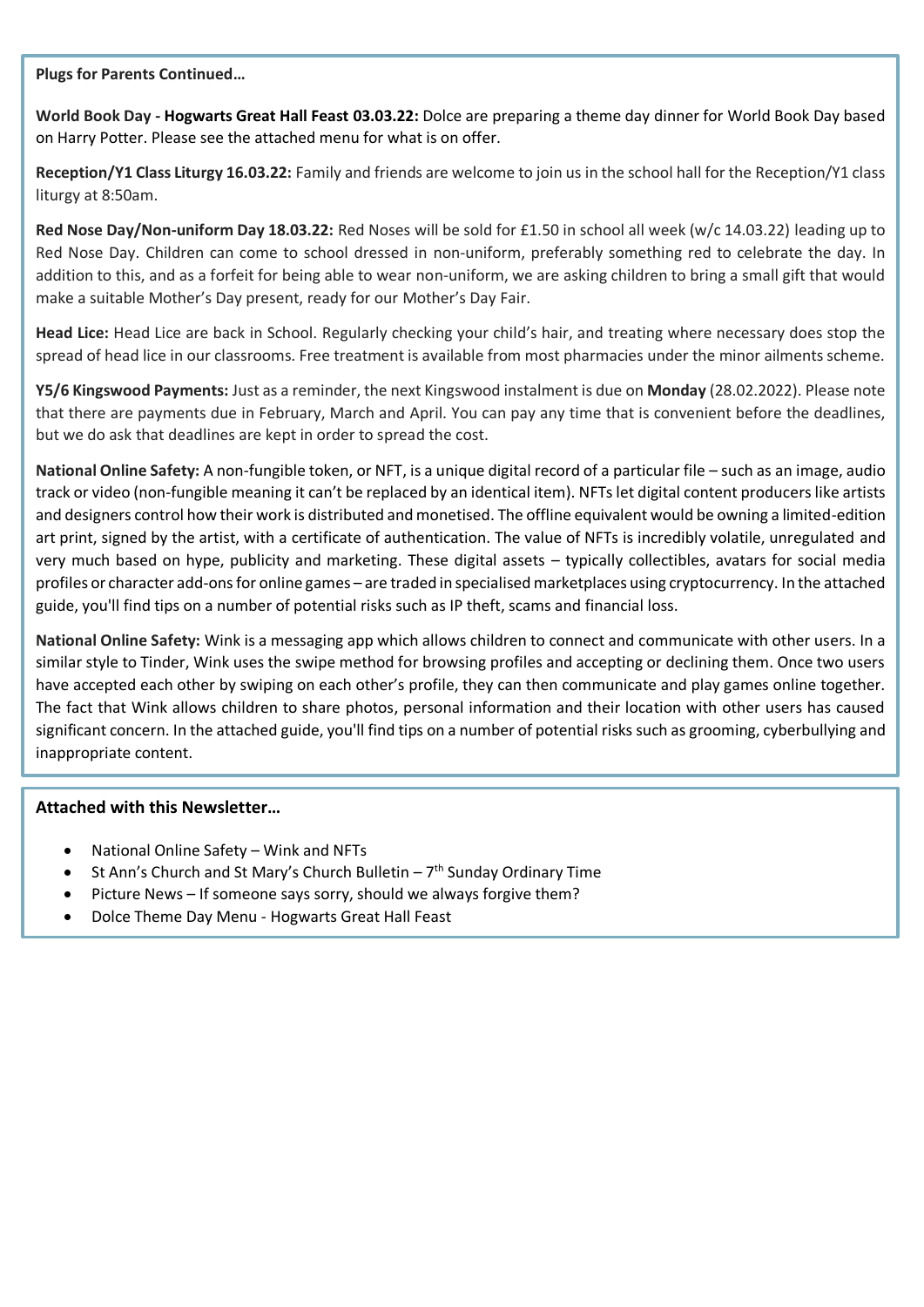**Plugs for Parents Continued…**

**World Book Day - Hogwarts Great Hall Feast 03.03.22:** Dolce are preparing a theme day dinner for World Book Day based on Harry Potter. Please see the attached menu for what is on offer.

**Reception/Y1 Class Liturgy 16.03.22:** Family and friends are welcome to join us in the school hall for the Reception/Y1 class liturgy at 8:50am.

**Red Nose Day/Non-uniform Day 18.03.22:** Red Noses will be sold for £1.50 in school all week (w/c 14.03.22) leading up to Red Nose Day. Children can come to school dressed in non-uniform, preferably something red to celebrate the day. In addition to this, and as a forfeit for being able to wear non-uniform, we are asking children to bring a small gift that would make a suitable Mother's Day present, ready for our Mother's Day Fair.

**Head Lice:** Head Lice are back in School. Regularly checking your child's hair, and treating where necessary does stop the spread of head lice in our classrooms. Free treatment is available from most pharmacies under the minor ailments scheme.

**Y5/6 Kingswood Payments:** Just as a reminder, the next Kingswood instalment is due on **Monday** (28.02.2022). Please note that there are payments due in February, March and April. You can pay any time that is convenient before the deadlines, but we do ask that deadlines are kept in order to spread the cost.

**National Online Safety:** A non-fungible token, or NFT, is a unique digital record of a particular file – such as an image, audio track or video (non-fungible meaning it can't be replaced by an identical item). NFTs let digital content producers like artists and designers control how their work is distributed and monetised. The offline equivalent would be owning a limited-edition art print, signed by the artist, with a certificate of authentication. The value of NFTs is incredibly volatile, unregulated and very much based on hype, publicity and marketing. These digital assets – typically collectibles, avatars for social media profiles or character add-ons for online games – are traded in specialised marketplaces using cryptocurrency. In the attached guide, you'll find tips on a number of potential risks such as IP theft, scams and financial loss.

**National Online Safety:** Wink is a messaging app which allows children to connect and communicate with other users. In a similar style to Tinder, Wink uses the swipe method for browsing profiles and accepting or declining them. Once two users have accepted each other by swiping on each other's profile, they can then communicate and play games online together. The fact that Wink allows children to share photos, personal information and their location with other users has caused significant concern. In the attached guide, you'll find tips on a number of potential risks such as grooming, cyberbullying and inappropriate content.

**Attached with this Newsletter…**

- National Online Safety – Wink and NFTs
- St Ann's Church and St Mary's Church Bulletin – 7th Sunday Ordinary Time
- Picture News – If someone says sorry, should we always forgive them?
- Dolce Theme Day Menu - Hogwarts Great Hall Feast